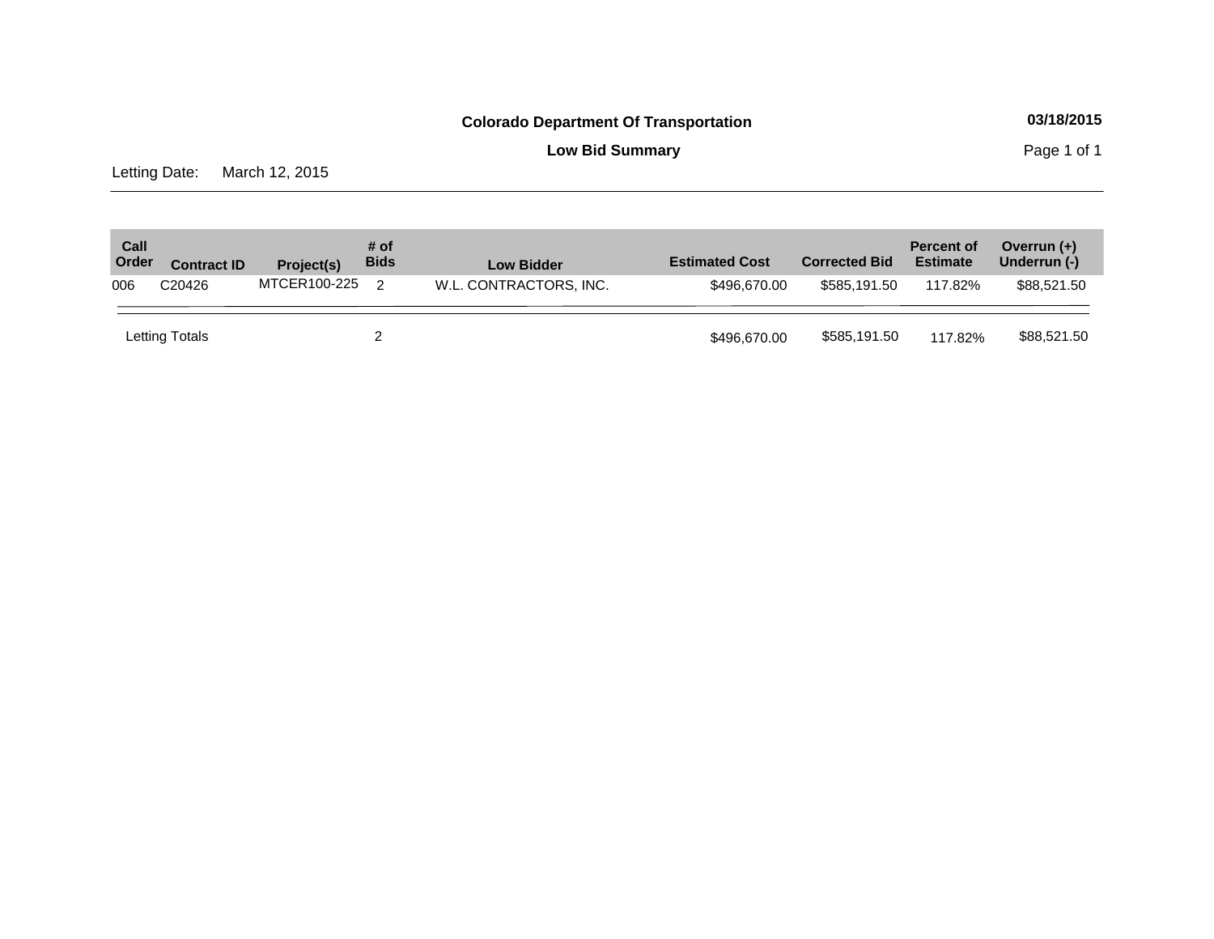**Colorado Department Of Transportation**

03/18/2015

**Low Bid Summary**

Letting Date: March 12, 2015

| Call Order | Contract ID | Project(s) | # of Bids | Low Bidder | Estimated Cost | Corrected Bid | Percent of Estimate | Overrun (+) Underrun (-) |
|---|---|---|---|---|---|---|---|---|
| 006 | C20426 | MTCER100-225 | 2 | W.L. CONTRACTORS, INC. | $496,670.00 | $585,191.50 | 117.82% | $88,521.50 |
| Letting Totals | | | 2 | | $496,670.00 | $585,191.50 | 117.82% | $88,521.50 |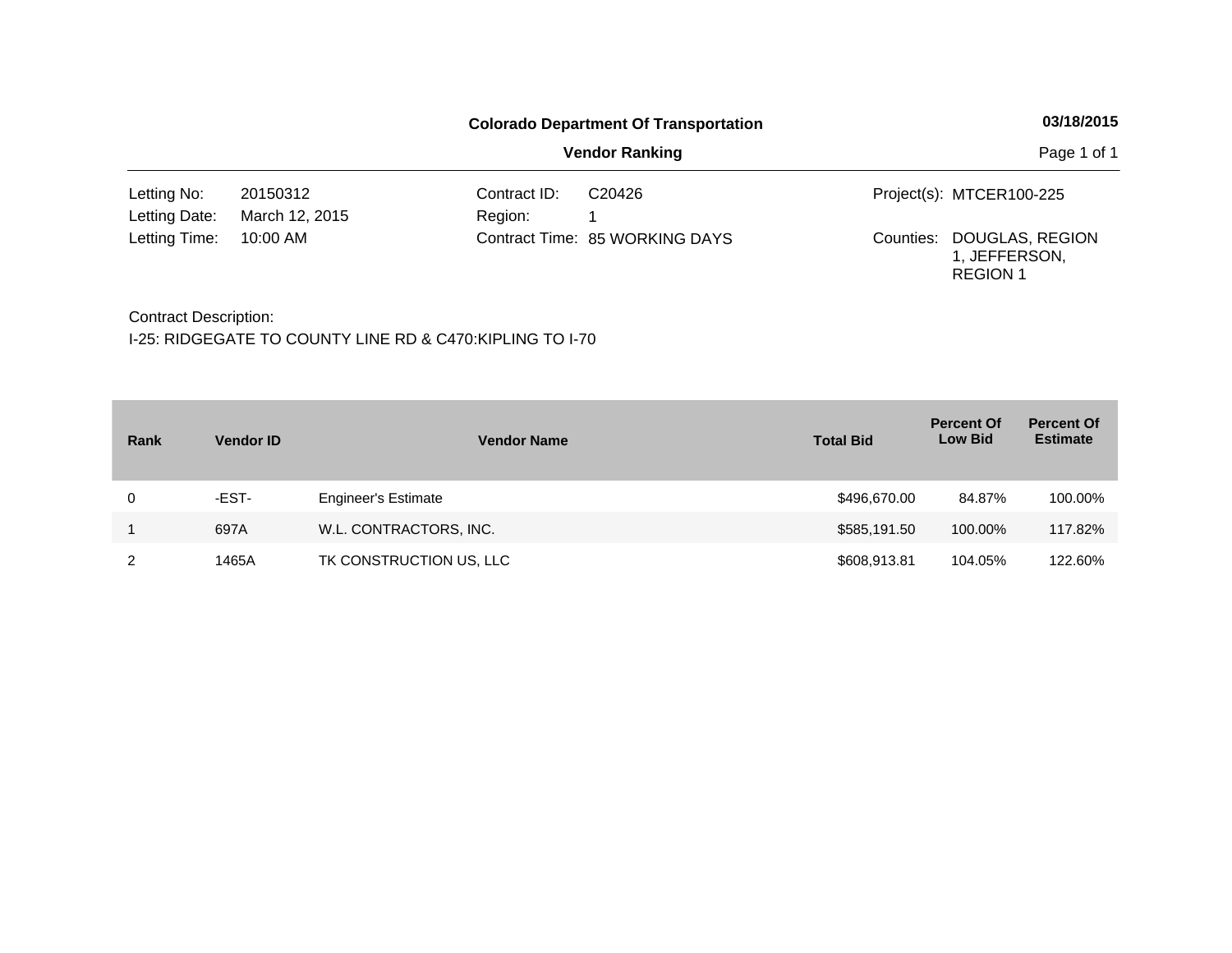**Colorado Department Of Transportation**

**03/18/2015**

**Vendor Ranking**

| | | | | | |
|---|---|---|---|---|---|
| Letting No: | 20150312 | Contract ID: | C20426 | Project(s): | MTCER100-225 |
| Letting Date: | March 12, 2015 | Region: | 1 | | |
| Letting Time: | 10:00 AM | Contract Time: | 85 WORKING DAYS | Counties: | DOUGLAS, REGION 1, JEFFERSON, REGION 1 |

Contract Description:
I-25: RIDGEGATE TO COUNTY LINE RD & C470:KIPLING TO I-70

| Rank | Vendor ID | Vendor Name | Total Bid | Percent Of Low Bid | Percent Of Estimate |
|---|---|---|---|---|---|
| 0 | -EST- | Engineer's Estimate | $496,670.00 | 84.87% | 100.00% |
| 1 | 697A | W.L. CONTRACTORS, INC. | $585,191.50 | 100.00% | 117.82% |
| 2 | 1465A | TK CONSTRUCTION US, LLC | $608,913.81 | 104.05% | 122.60% |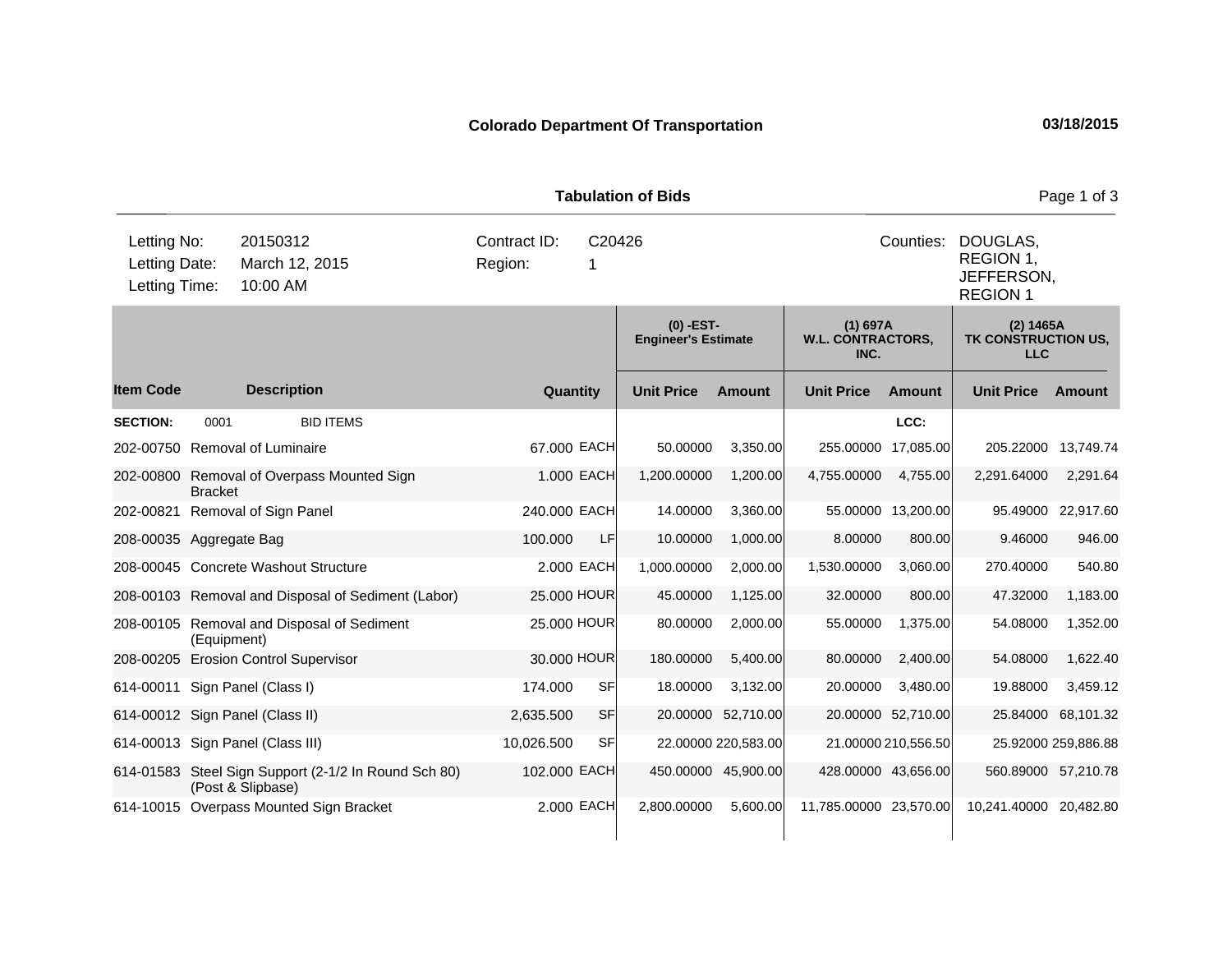**Colorado Department Of Transportation** 03/18/2015

## Tabulation of Bids

| | | | | |
|---|---|---|---|---|
| Letting No: | 20150312 | Contract ID: | C20426 | Counties: DOUGLAS, REGION 1, JEFFERSON, REGION 1 |
| Letting Date: | March 12, 2015 | Region: | 1 | |
| Letting Time: | 10:00 AM | | | |

| | | | | (0) -EST- Engineer's Estimate | | (1) 697A W.L. CONTRACTORS, INC. | | (2) 1465A TK CONSTRUCTION US, LLC | |
|---|---|---|---|---|---|---|---|---|---|
| **Item Code** | **Description** | **Quantity** | | **Unit Price** | **Amount** | **Unit Price** | **Amount** | **Unit Price** | **Amount** |
| **SECTION:** | 0001 BID ITEMS | | | | | | **LCC:** | | |
| 202-00750 | Removal of Luminaire | 67.000 | EACH | 50.00000 | 3,350.00 | 255.00000 | 17,085.00 | 205.22000 | 13,749.74 |
| 202-00800 | Removal of Overpass Mounted Sign Bracket | 1.000 | EACH | 1,200.00000 | 1,200.00 | 4,755.00000 | 4,755.00 | 2,291.64000 | 2,291.64 |
| 202-00821 | Removal of Sign Panel | 240.000 | EACH | 14.00000 | 3,360.00 | 55.00000 | 13,200.00 | 95.49000 | 22,917.60 |
| 208-00035 | Aggregate Bag | 100.000 | LF | 10.00000 | 1,000.00 | 8.00000 | 800.00 | 9.46000 | 946.00 |
| 208-00045 | Concrete Washout Structure | 2.000 | EACH | 1,000.00000 | 2,000.00 | 1,530.00000 | 3,060.00 | 270.40000 | 540.80 |
| 208-00103 | Removal and Disposal of Sediment (Labor) | 25.000 | HOUR | 45.00000 | 1,125.00 | 32.00000 | 800.00 | 47.32000 | 1,183.00 |
| 208-00105 | Removal and Disposal of Sediment (Equipment) | 25.000 | HOUR | 80.00000 | 2,000.00 | 55.00000 | 1,375.00 | 54.08000 | 1,352.00 |
| 208-00205 | Erosion Control Supervisor | 30.000 | HOUR | 180.00000 | 5,400.00 | 80.00000 | 2,400.00 | 54.08000 | 1,622.40 |
| 614-00011 | Sign Panel (Class I) | 174.000 | SF | 18.00000 | 3,132.00 | 20.00000 | 3,480.00 | 19.88000 | 3,459.12 |
| 614-00012 | Sign Panel (Class II) | 2,635.500 | SF | 20.00000 | 52,710.00 | 20.00000 | 52,710.00 | 25.84000 | 68,101.32 |
| 614-00013 | Sign Panel (Class III) | 10,026.500 | SF | 22.00000 | 220,583.00 | 21.00000 | 210,556.50 | 25.92000 | 259,886.88 |
| 614-01583 | Steel Sign Support (2-1/2 In Round Sch 80) (Post & Slipbase) | 102.000 | EACH | 450.00000 | 45,900.00 | 428.00000 | 43,656.00 | 560.89000 | 57,210.78 |
| 614-10015 | Overpass Mounted Sign Bracket | 2.000 | EACH | 2,800.00000 | 5,600.00 | 11,785.00000 | 23,570.00 | 10,241.40000 | 20,482.80 |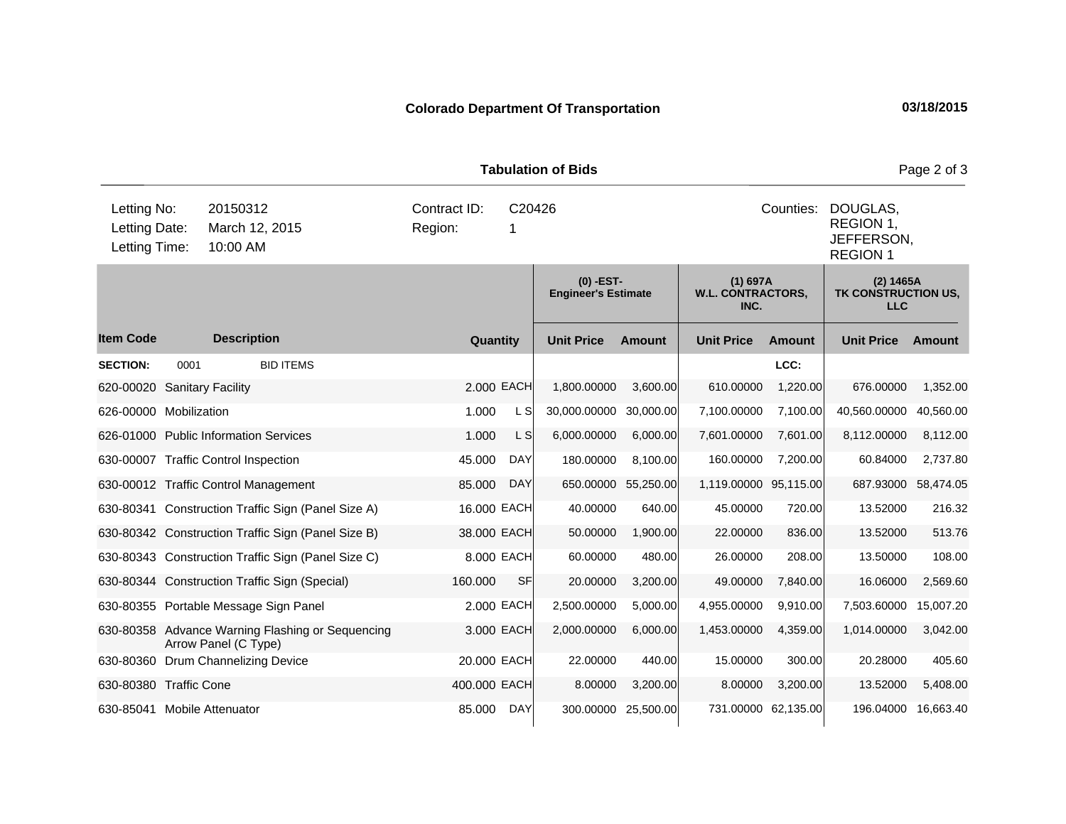**Colorado Department Of Transportation** **03/18/2015**

**Tabulation of Bids**

| | | | | | |
|---|---|---|---|---|---|
| Letting No: | 20150312 | Contract ID: | C20426 | Counties: | DOUGLAS, REGION 1, JEFFERSON, REGION 1 |
| Letting Date: | March 12, 2015 | Region: | 1 | | |
| Letting Time: | 10:00 AM | | | | |

| | | | | (0) -EST- Engineer's Estimate | | (1) 697A W.L. CONTRACTORS, INC. | | (2) 1465A TK CONSTRUCTION US, LLC | |
|---|---|---|---|---|---|---|---|---|---|
| **Item Code** | **Description** | **Quantity** | | **Unit Price** | **Amount** | **Unit Price** | **Amount** | **Unit Price** | **Amount** |
| **SECTION:** | 0001 BID ITEMS | | | | | | LCC: | | |
| 620-00020 | Sanitary Facility | 2.000 | EACH | 1,800.00000 | 3,600.00 | 610.00000 | 1,220.00 | 676.00000 | 1,352.00 |
| 626-00000 | Mobilization | 1.000 | L S | 30,000.00000 | 30,000.00 | 7,100.00000 | 7,100.00 | 40,560.00000 | 40,560.00 |
| 626-01000 | Public Information Services | 1.000 | L S | 6,000.00000 | 6,000.00 | 7,601.00000 | 7,601.00 | 8,112.00000 | 8,112.00 |
| 630-00007 | Traffic Control Inspection | 45.000 | DAY | 180.00000 | 8,100.00 | 160.00000 | 7,200.00 | 60.84000 | 2,737.80 |
| 630-00012 | Traffic Control Management | 85.000 | DAY | 650.00000 | 55,250.00 | 1,119.00000 | 95,115.00 | 687.93000 | 58,474.05 |
| 630-80341 | Construction Traffic Sign (Panel Size A) | 16.000 | EACH | 40.00000 | 640.00 | 45.00000 | 720.00 | 13.52000 | 216.32 |
| 630-80342 | Construction Traffic Sign (Panel Size B) | 38.000 | EACH | 50.00000 | 1,900.00 | 22.00000 | 836.00 | 13.52000 | 513.76 |
| 630-80343 | Construction Traffic Sign (Panel Size C) | 8.000 | EACH | 60.00000 | 480.00 | 26.00000 | 208.00 | 13.50000 | 108.00 |
| 630-80344 | Construction Traffic Sign (Special) | 160.000 | SF | 20.00000 | 3,200.00 | 49.00000 | 7,840.00 | 16.06000 | 2,569.60 |
| 630-80355 | Portable Message Sign Panel | 2.000 | EACH | 2,500.00000 | 5,000.00 | 4,955.00000 | 9,910.00 | 7,503.60000 | 15,007.20 |
| 630-80358 | Advance Warning Flashing or Sequencing Arrow Panel (C Type) | 3.000 | EACH | 2,000.00000 | 6,000.00 | 1,453.00000 | 4,359.00 | 1,014.00000 | 3,042.00 |
| 630-80360 | Drum Channelizing Device | 20.000 | EACH | 22.00000 | 440.00 | 15.00000 | 300.00 | 20.28000 | 405.60 |
| 630-80380 | Traffic Cone | 400.000 | EACH | 8.00000 | 3,200.00 | 8.00000 | 3,200.00 | 13.52000 | 5,408.00 |
| 630-85041 | Mobile Attenuator | 85.000 | DAY | 300.00000 | 25,500.00 | 731.00000 | 62,135.00 | 196.04000 | 16,663.40 |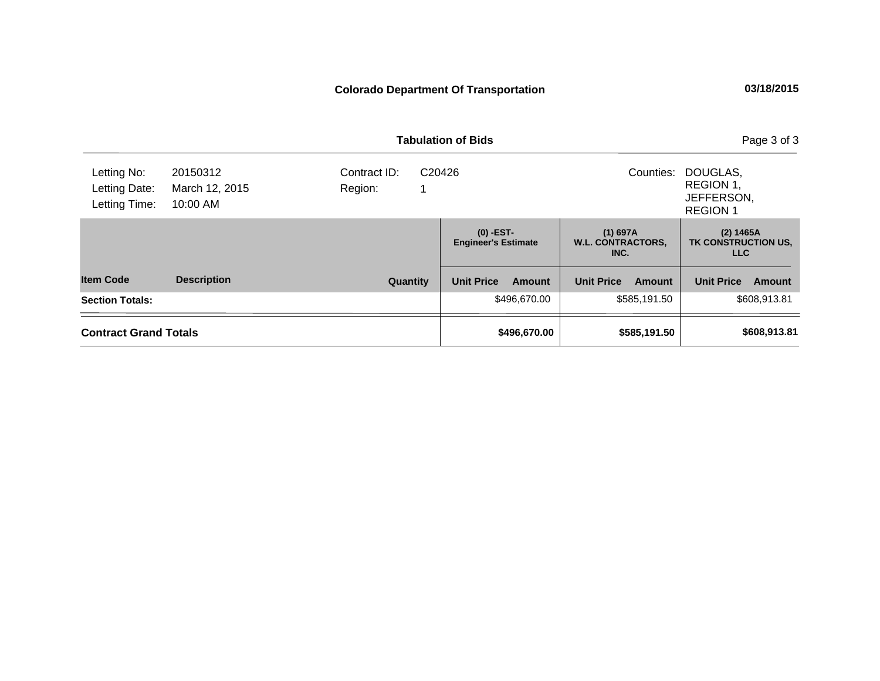**Colorado Department Of Transportation** **03/18/2015**

**Tabulation of Bids**

| | | | | | |
|---|---|---|---|---|---|
| Letting No: | 20150312 | Contract ID: | C20426 | Counties: | DOUGLAS, REGION 1, JEFFERSON, REGION 1 |
| Letting Date: | March 12, 2015 | Region: | 1 | | |
| Letting Time: | 10:00 AM | | | | |

| | | | (0) -EST- Engineer's Estimate | | (1) 697A W.L. CONTRACTORS, INC. | | (2) 1465A TK CONSTRUCTION US, LLC | |
|---|---|---|---|---|---|---|---|---|
| **Item Code** | **Description** | **Quantity** | **Unit Price** | **Amount** | **Unit Price** | **Amount** | **Unit Price** | **Amount** |
| **Section Totals:** | | | | $496,670.00 | | $585,191.50 | | $608,913.81 |
| **Contract Grand Totals** | | | | **$496,670.00** | | **$585,191.50** | | **$608,913.81** |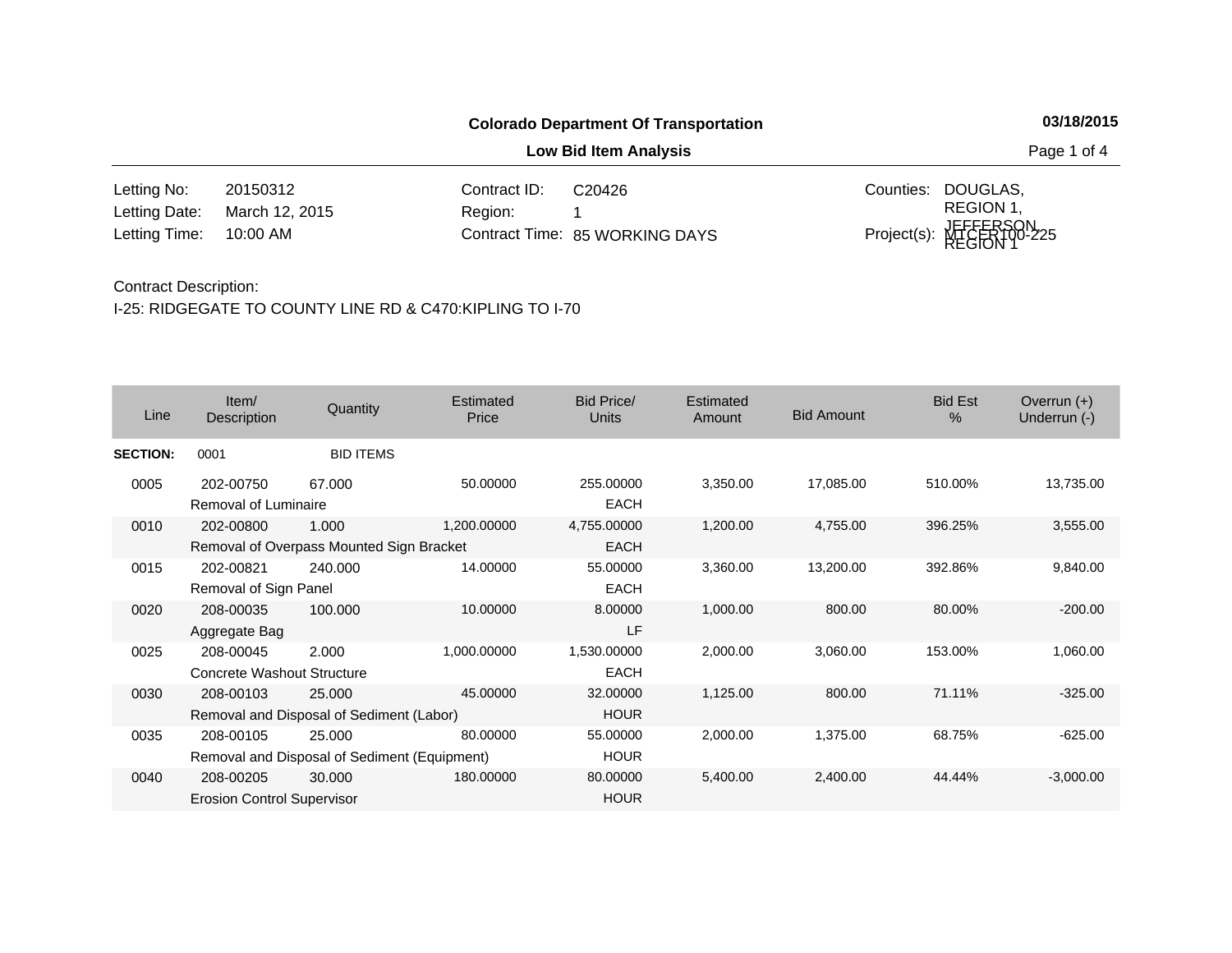**Colorado Department Of Transportation**

03/18/2015

**Low Bid Item Analysis**

| | | | | | |
|---|---|---|---|---|---|
| Letting No: | 20150312 | Contract ID: | C20426 | Counties: | DOUGLAS, REGION 1, JEFFERSON, REGION 1 |
| Letting Date: | March 12, 2015 | Region: | 1 | | |
| Letting Time: | 10:00 AM | Contract Time: | 85 WORKING DAYS | Project(s): | MTCER100-225 |

Contract Description:

I-25: RIDGEGATE TO COUNTY LINE RD & C470:KIPLING TO I-70

| Line | Item/ Description | Quantity | Estimated Price | Bid Price/ Units | Estimated Amount | Bid Amount | Bid Est % | Overrun (+) Underrun (-) |
|---|---|---|---|---|---|---|---|---|
| **SECTION:** | 0001 | BID ITEMS | | | | | | |
| 0005 | 202-00750 Removal of Luminaire | 67.000 | 50.00000 | 255.00000 EACH | 3,350.00 | 17,085.00 | 510.00% | 13,735.00 |
| 0010 | 202-00800 Removal of Overpass Mounted Sign Bracket | 1.000 | 1,200.00000 | 4,755.00000 EACH | 1,200.00 | 4,755.00 | 396.25% | 3,555.00 |
| 0015 | 202-00821 Removal of Sign Panel | 240.000 | 14.00000 | 55.00000 EACH | 3,360.00 | 13,200.00 | 392.86% | 9,840.00 |
| 0020 | 208-00035 Aggregate Bag | 100.000 | 10.00000 | 8.00000 LF | 1,000.00 | 800.00 | 80.00% | -200.00 |
| 0025 | 208-00045 Concrete Washout Structure | 2.000 | 1,000.00000 | 1,530.00000 EACH | 2,000.00 | 3,060.00 | 153.00% | 1,060.00 |
| 0030 | 208-00103 Removal and Disposal of Sediment (Labor) | 25.000 | 45.00000 | 32.00000 HOUR | 1,125.00 | 800.00 | 71.11% | -325.00 |
| 0035 | 208-00105 Removal and Disposal of Sediment (Equipment) | 25.000 | 80.00000 | 55.00000 HOUR | 2,000.00 | 1,375.00 | 68.75% | -625.00 |
| 0040 | 208-00205 Erosion Control Supervisor | 30.000 | 180.00000 | 80.00000 HOUR | 5,400.00 | 2,400.00 | 44.44% | -3,000.00 |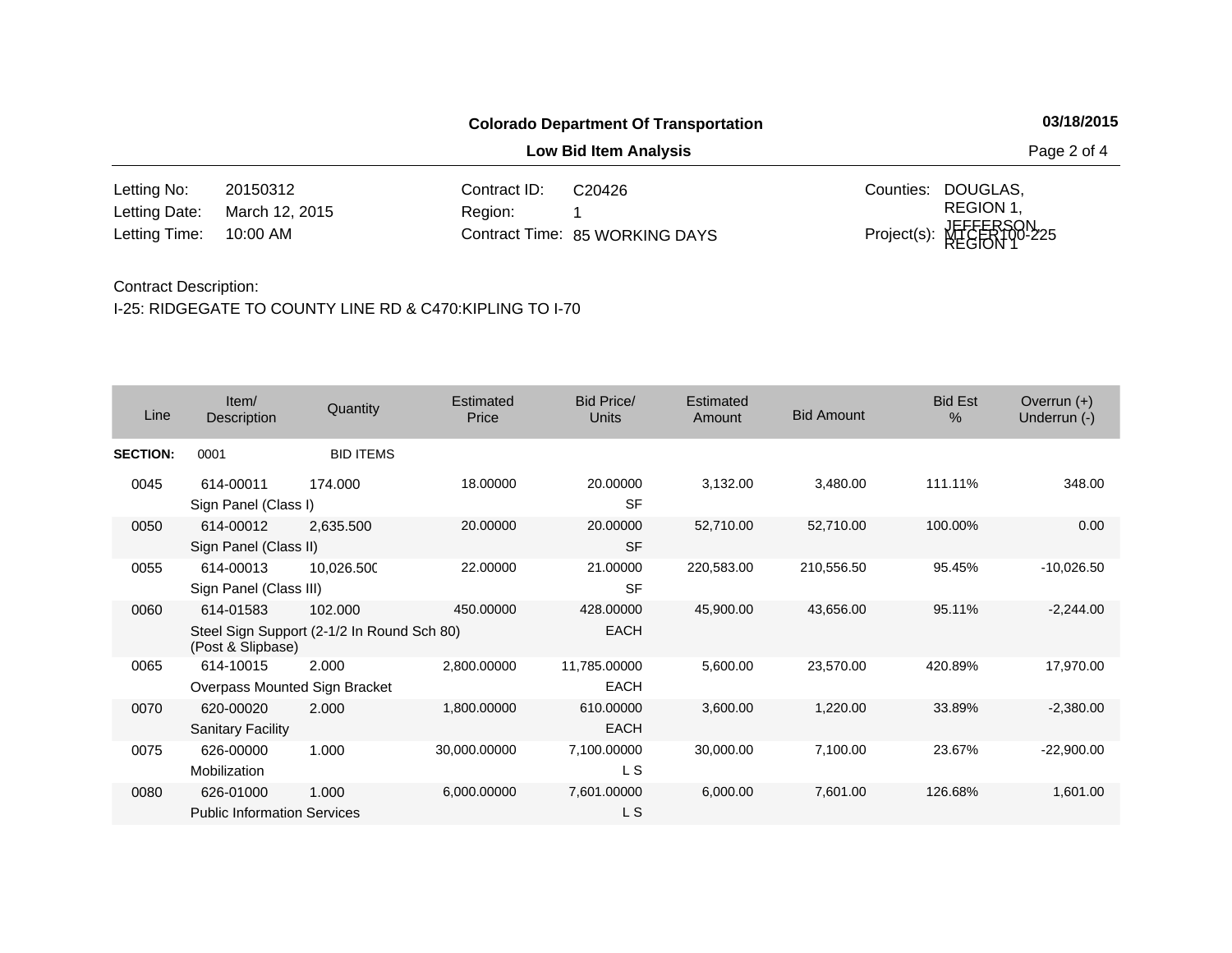**Colorado Department Of Transportation** **03/18/2015**

**Low Bid Item Analysis**

| | | | | | |
|---|---|---|---|---|---|
| Letting No: | 20150312 | Contract ID: | C20426 | Counties: | DOUGLAS, REGION 1, JEFFERSON, REGION 1 |
| Letting Date: | March 12, 2015 | Region: | 1 | | |
| Letting Time: | 10:00 AM | Contract Time: | 85 WORKING DAYS | Project(s): | MTCER100-225 |

Contract Description:

I-25: RIDGEGATE TO COUNTY LINE RD & C470:KIPLING TO I-70

| Line | Item/ Description | Quantity | Estimated Price | Bid Price/ Units | Estimated Amount | Bid Amount | Bid Est % | Overrun (+) Underrun (-) |
|---|---|---|---|---|---|---|---|---|
| **SECTION:** | 0001 | BID ITEMS | | | | | | |
| 0045 | 614-00011 Sign Panel (Class I) | 174.000 | 18.00000 | 20.00000 SF | 3,132.00 | 3,480.00 | 111.11% | 348.00 |
| 0050 | 614-00012 Sign Panel (Class II) | 2,635.500 | 20.00000 | 20.00000 SF | 52,710.00 | 52,710.00 | 100.00% | 0.00 |
| 0055 | 614-00013 Sign Panel (Class III) | 10,026.500 | 22.00000 | 21.00000 SF | 220,583.00 | 210,556.50 | 95.45% | -10,026.50 |
| 0060 | 614-01583 Steel Sign Support (2-1/2 In Round Sch 80) (Post & Slipbase) | 102.000 | 450.00000 | 428.00000 EACH | 45,900.00 | 43,656.00 | 95.11% | -2,244.00 |
| 0065 | 614-10015 Overpass Mounted Sign Bracket | 2.000 | 2,800.00000 | 11,785.00000 EACH | 5,600.00 | 23,570.00 | 420.89% | 17,970.00 |
| 0070 | 620-00020 Sanitary Facility | 2.000 | 1,800.00000 | 610.00000 EACH | 3,600.00 | 1,220.00 | 33.89% | -2,380.00 |
| 0075 | 626-00000 Mobilization | 1.000 | 30,000.00000 | 7,100.00000 L S | 30,000.00 | 7,100.00 | 23.67% | -22,900.00 |
| 0080 | 626-01000 Public Information Services | 1.000 | 6,000.00000 | 7,601.00000 L S | 6,000.00 | 7,601.00 | 126.68% | 1,601.00 |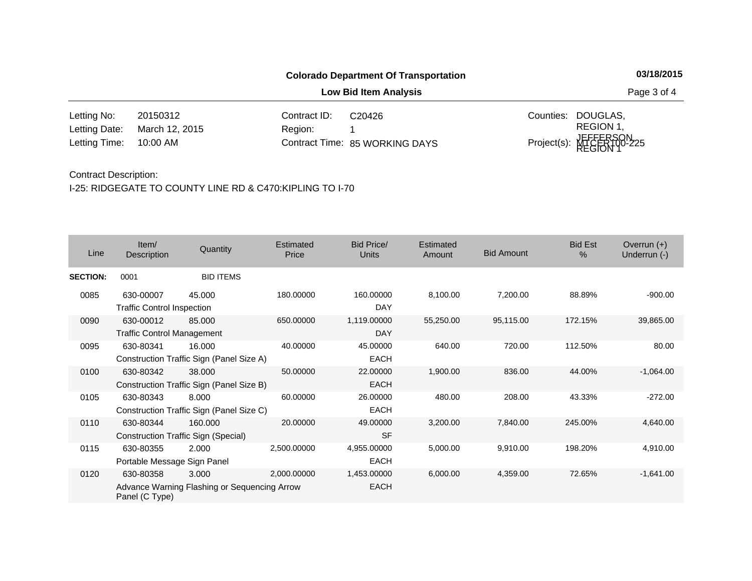**Colorado Department Of Transportation**

**03/18/2015**

**Low Bid Item Analysis**

| | | | | | |
|---|---|---|---|---|---|
| Letting No: | 20150312 | Contract ID: | C20426 | Counties: | DOUGLAS, REGION 1, JEFFERSON, REGION 1 |
| Letting Date: | March 12, 2015 | Region: | 1 | | |
| Letting Time: | 10:00 AM | Contract Time: | 85 WORKING DAYS | Project(s): | MTCER100-225 |

Contract Description:

I-25: RIDGEGATE TO COUNTY LINE RD & C470:KIPLING TO I-70

| Line | Item/ Description | Quantity | Estimated Price | Bid Price/ Units | Estimated Amount | Bid Amount | Bid Est % | Overrun (+) Underrun (-) |
|---|---|---|---|---|---|---|---|---|
| **SECTION:** | 0001 | BID ITEMS | | | | | | |
| 0085 | 630-00007 Traffic Control Inspection | 45.000 | 180.00000 | 160.00000 DAY | 8,100.00 | 7,200.00 | 88.89% | -900.00 |
| 0090 | 630-00012 Traffic Control Management | 85.000 | 650.00000 | 1,119.00000 DAY | 55,250.00 | 95,115.00 | 172.15% | 39,865.00 |
| 0095 | 630-80341 Construction Traffic Sign (Panel Size A) | 16.000 | 40.00000 | 45.00000 EACH | 640.00 | 720.00 | 112.50% | 80.00 |
| 0100 | 630-80342 Construction Traffic Sign (Panel Size B) | 38.000 | 50.00000 | 22.00000 EACH | 1,900.00 | 836.00 | 44.00% | -1,064.00 |
| 0105 | 630-80343 Construction Traffic Sign (Panel Size C) | 8.000 | 60.00000 | 26.00000 EACH | 480.00 | 208.00 | 43.33% | -272.00 |
| 0110 | 630-80344 Construction Traffic Sign (Special) | 160.000 | 20.00000 | 49.00000 SF | 3,200.00 | 7,840.00 | 245.00% | 4,640.00 |
| 0115 | 630-80355 Portable Message Sign Panel | 2.000 | 2,500.00000 | 4,955.00000 EACH | 5,000.00 | 9,910.00 | 198.20% | 4,910.00 |
| 0120 | 630-80358 Advance Warning Flashing or Sequencing Arrow Panel (C Type) | 3.000 | 2,000.00000 | 1,453.00000 EACH | 6,000.00 | 4,359.00 | 72.65% | -1,641.00 |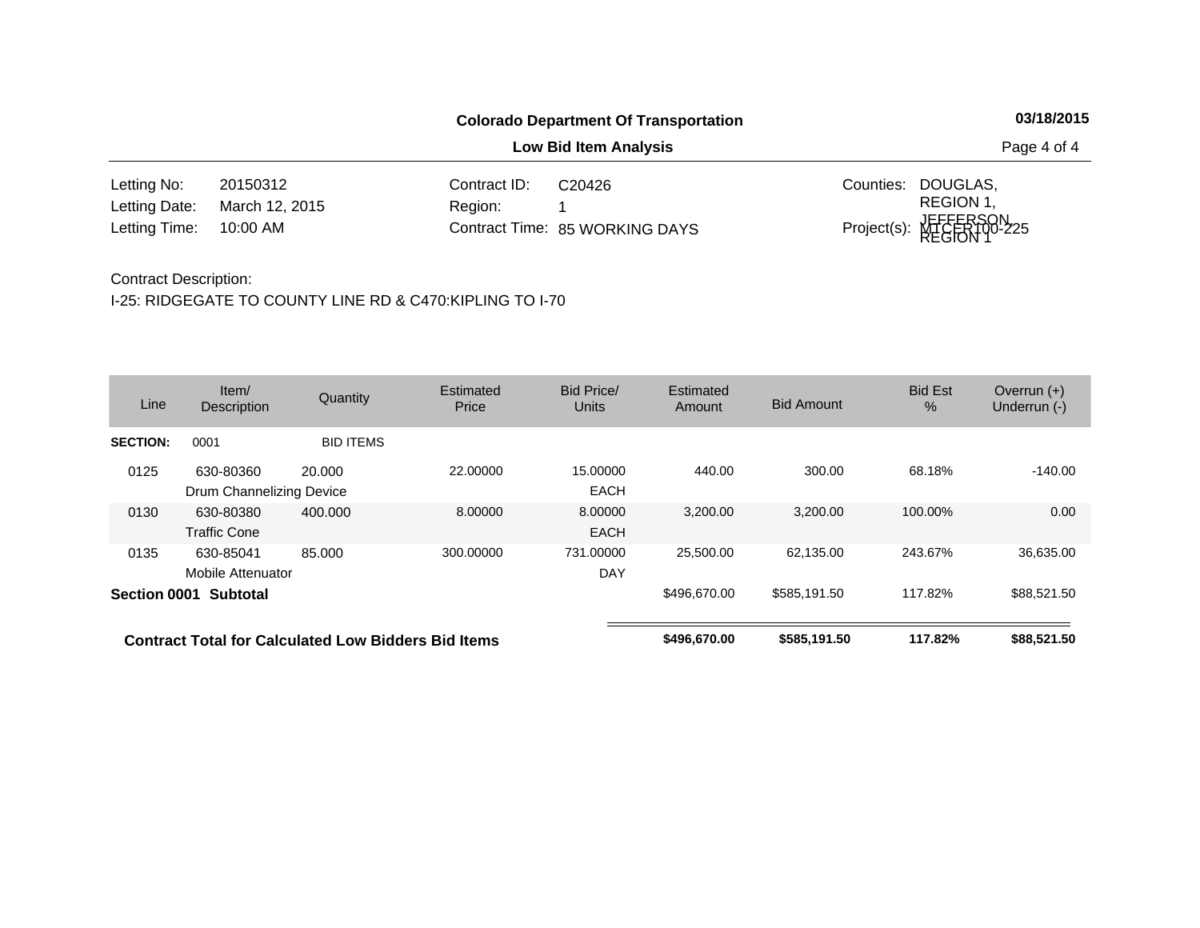**Colorado Department Of Transportation**

**03/18/2015**

**Low Bid Item Analysis**

| | | | | | |
|---|---|---|---|---|---|
| Letting No: | 20150312 | Contract ID: | C20426 | Counties: | DOUGLAS, REGION 1, JEFFERSON, REGION 1 |
| Letting Date: | March 12, 2015 | Region: | 1 | | |
| Letting Time: | 10:00 AM | Contract Time: | 85 WORKING DAYS | Project(s): | MTCER100-225 |

Contract Description:

I-25: RIDGEGATE TO COUNTY LINE RD & C470:KIPLING TO I-70

| Line | Item/ Description | Quantity | Estimated Price | Bid Price/ Units | Estimated Amount | Bid Amount | Bid Est % | Overrun (+) Underrun (-) |
|---|---|---|---|---|---|---|---|---|
| **SECTION:** | 0001 | BID ITEMS | | | | | | |
| 0125 | 630-80360 Drum Channelizing Device | 20.000 | 22.00000 | 15.00000 EACH | 440.00 | 300.00 | 68.18% | -140.00 |
| 0130 | 630-80380 Traffic Cone | 400.000 | 8.00000 | 8.00000 EACH | 3,200.00 | 3,200.00 | 100.00% | 0.00 |
| 0135 | 630-85041 Mobile Attenuator | 85.000 | 300.00000 | 731.00000 DAY | 25,500.00 | 62,135.00 | 243.67% | 36,635.00 |
| **Section 0001 Subtotal** | | | | | $496,670.00 | $585,191.50 | 117.82% | $88,521.50 |
| **Contract Total for Calculated Low Bidders Bid Items** | | | | | **$496,670.00** | **$585,191.50** | **117.82%** | **$88,521.50** |